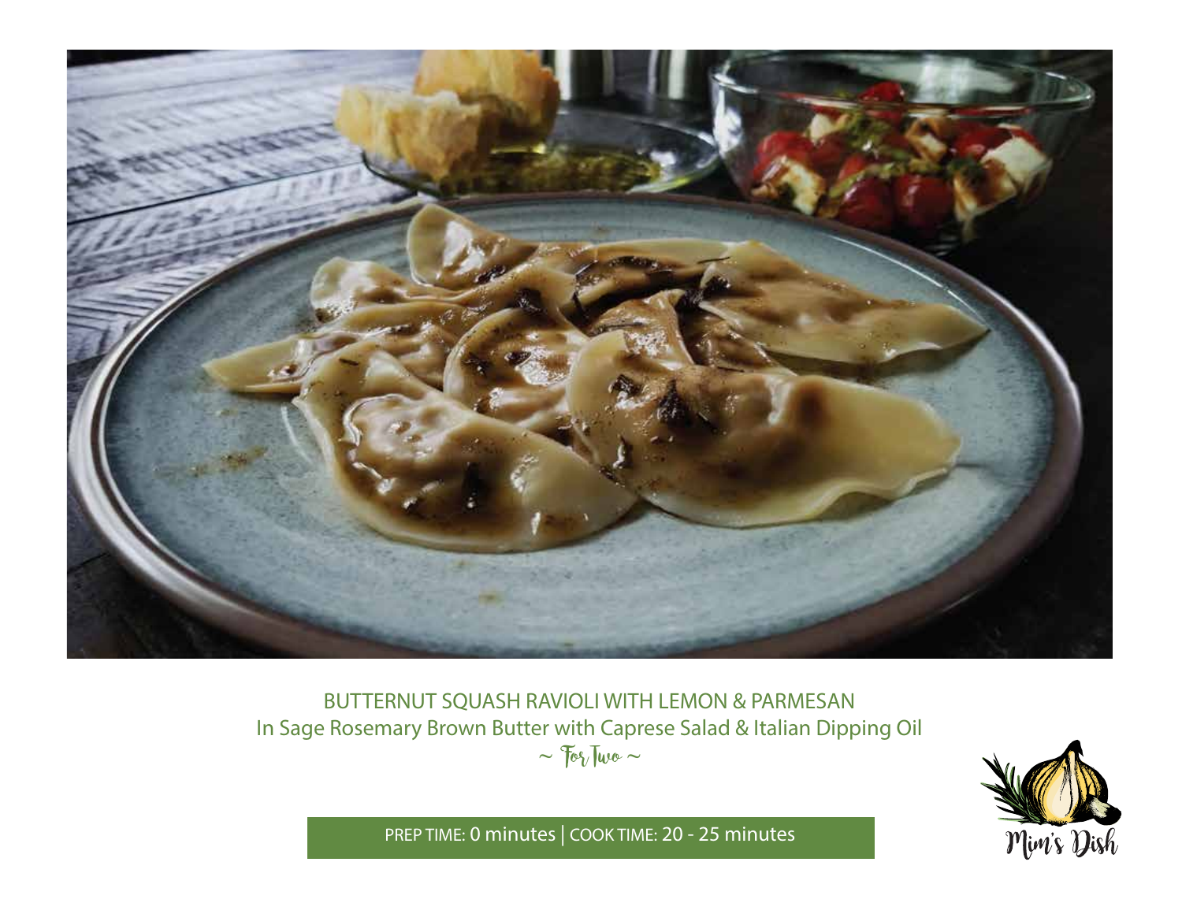# BUTTERNUT SQUASH RAVIOLI WITH LEMON & PARMESAN

## In Sage Rosemary Brown Butter with Caprese Salad & Italian Dipping Oil

~ For Two ~

PREP TIME: 0 minutes | COOK TIME: 20 - 25 minutes

Mim's Dish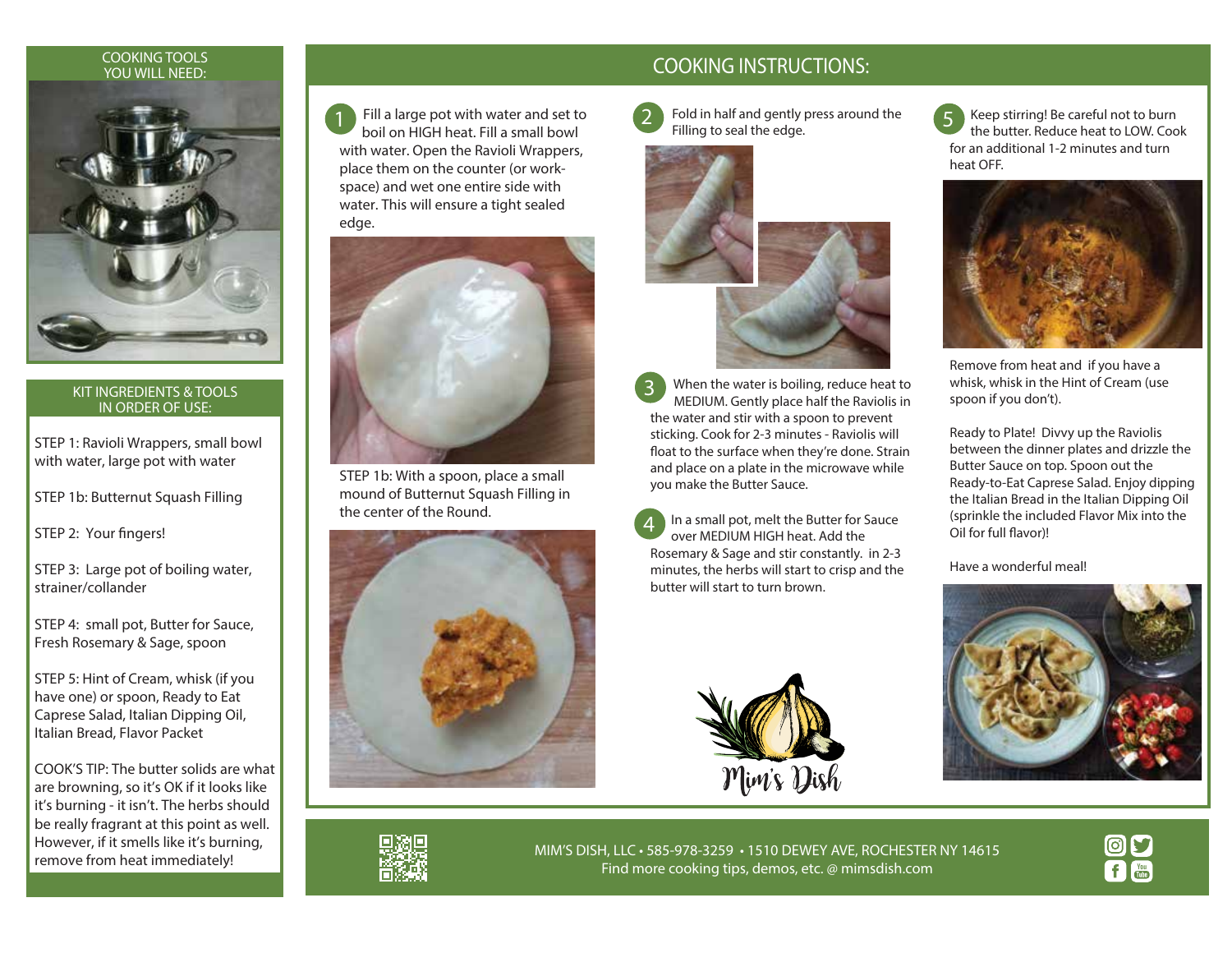## COOKING TOOLS YOU WILL NEED:

## KIT INGREDIENTS & TOOLS IN ORDER OF USE:

STEP 1: Ravioli Wrappers, small bowl with water, large pot with water

STEP 1b: Butternut Squash Filling

STEP 2: Your fingers!

STEP 3: Large pot of boiling water, strainer/collander

STEP 4: small pot, Butter for Sauce, Fresh Rosemary & Sage, spoon

STEP 5: Hint of Cream, whisk (if you have one) or spoon, Ready to Eat Caprese Salad, Italian Dipping Oil, Italian Bread, Flavor Packet

COOK'S TIP: The butter solids are what are browning, so it's OK if it looks like it's burning - it isn't. The herbs should be really fragrant at this point as well. However, if it smells like it's burning, remove from heat immediately!

# COOKING INSTRUCTIONS:

1. Fill a large pot with water and set to boil on HIGH heat. Fill a small bowl with water. Open the Ravioli Wrappers, place them on the counter (or work-space) and wet one entire side with water. This will ensure a tight sealed edge.

STEP 1b: With a spoon, place a small mound of Butternut Squash Filling in the center of the Round.

2. Fold in half and gently press around the Filling to seal the edge.

3. When the water is boiling, reduce heat to MEDIUM. Gently place half the Raviolis in the water and stir with a spoon to prevent sticking. Cook for 2-3 minutes - Raviolis will float to the surface when they're done. Strain and place on a plate in the microwave while you make the Butter Sauce.

4. In a small pot, melt the Butter for Sauce over MEDIUM HIGH heat. Add the Rosemary & Sage and stir constantly. in 2-3 minutes, the herbs will start to crisp and the butter will start to turn brown.

5. Keep stirring! Be careful not to burn the butter. Reduce heat to LOW. Cook for an additional 1-2 minutes and turn heat OFF.

Remove from heat and if you have a whisk, whisk in the Hint of Cream (use spoon if you don't).

Ready to Plate! Divvy up the Raviolis between the dinner plates and drizzle the Butter Sauce on top. Spoon out the Ready-to-Eat Caprese Salad. Enjoy dipping the Italian Bread in the Italian Dipping Oil (sprinkle the included Flavor Mix into the Oil for full flavor)!

Have a wonderful meal!

Mim's Dish

MIM'S DISH, LLC • 585-978-3259 • 1510 DEWEY AVE, ROCHESTER NY 14615
Find more cooking tips, demos, etc. @ mimsdish.com